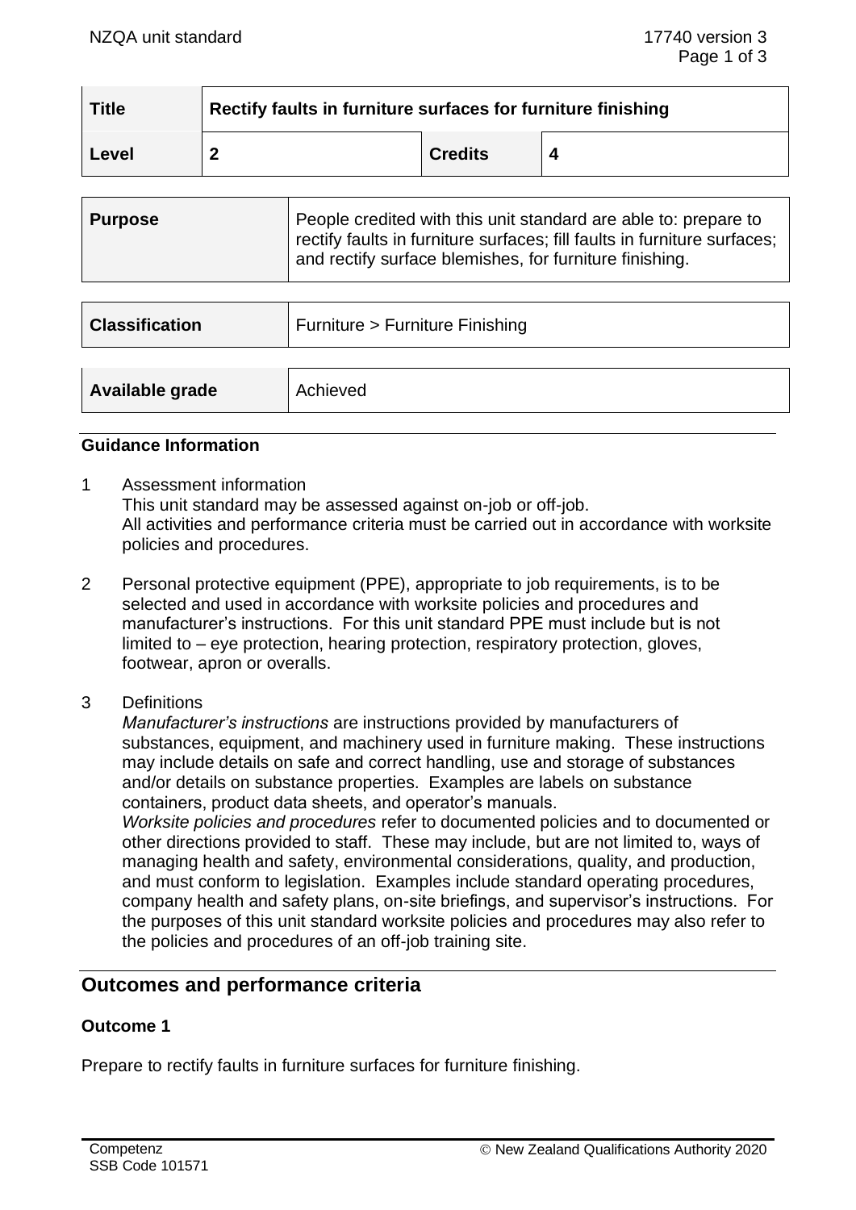| Title | Rectify faults in furniture surfaces for furniture finishing | | |
|---|---|---|---|
| Level | 2 | Credits | 4 |

| Purpose | People credited with this unit standard are able to: prepare to rectify faults in furniture surfaces; fill faults in furniture surfaces; and rectify surface blemishes, for furniture finishing. |
|---|---|

| Classification | Furniture > Furniture Finishing |
|---|---|

| Available grade | Achieved |
|---|---|

## Guidance Information

1 Assessment information
This unit standard may be assessed against on-job or off-job.
All activities and performance criteria must be carried out in accordance with worksite policies and procedures.

2 Personal protective equipment (PPE), appropriate to job requirements, is to be selected and used in accordance with worksite policies and procedures and manufacturer's instructions. For this unit standard PPE must include but is not limited to – eye protection, hearing protection, respiratory protection, gloves, footwear, apron or overalls.

3 Definitions
*Manufacturer's instructions* are instructions provided by manufacturers of substances, equipment, and machinery used in furniture making. These instructions may include details on safe and correct handling, use and storage of substances and/or details on substance properties. Examples are labels on substance containers, product data sheets, and operator's manuals.
*Worksite policies and procedures* refer to documented policies and to documented or other directions provided to staff. These may include, but are not limited to, ways of managing health and safety, environmental considerations, quality, and production, and must conform to legislation. Examples include standard operating procedures, company health and safety plans, on-site briefings, and supervisor's instructions. For the purposes of this unit standard worksite policies and procedures may also refer to the policies and procedures of an off-job training site.

## Outcomes and performance criteria

### Outcome 1

Prepare to rectify faults in furniture surfaces for furniture finishing.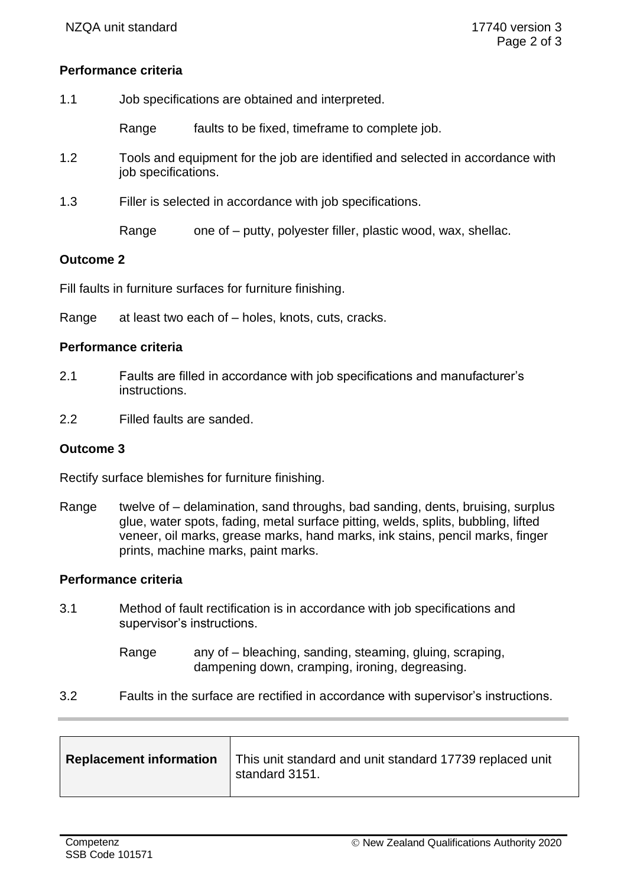**Performance criteria**

1.1 Job specifications are obtained and interpreted.

Range faults to be fixed, timeframe to complete job.

1.2 Tools and equipment for the job are identified and selected in accordance with job specifications.

1.3 Filler is selected in accordance with job specifications.

Range one of – putty, polyester filler, plastic wood, wax, shellac.

**Outcome 2**

Fill faults in furniture surfaces for furniture finishing.

Range at least two each of – holes, knots, cuts, cracks.

**Performance criteria**

2.1 Faults are filled in accordance with job specifications and manufacturer's instructions.

2.2 Filled faults are sanded.

**Outcome 3**

Rectify surface blemishes for furniture finishing.

Range twelve of – delamination, sand throughs, bad sanding, dents, bruising, surplus glue, water spots, fading, metal surface pitting, welds, splits, bubbling, lifted veneer, oil marks, grease marks, hand marks, ink stains, pencil marks, finger prints, machine marks, paint marks.

**Performance criteria**

3.1 Method of fault rectification is in accordance with job specifications and supervisor's instructions.

Range any of – bleaching, sanding, steaming, gluing, scraping, dampening down, cramping, ironing, degreasing.

3.2 Faults in the surface are rectified in accordance with supervisor's instructions.

| **Replacement information** | This unit standard and unit standard 17739 replaced unit standard 3151. |
|---|---|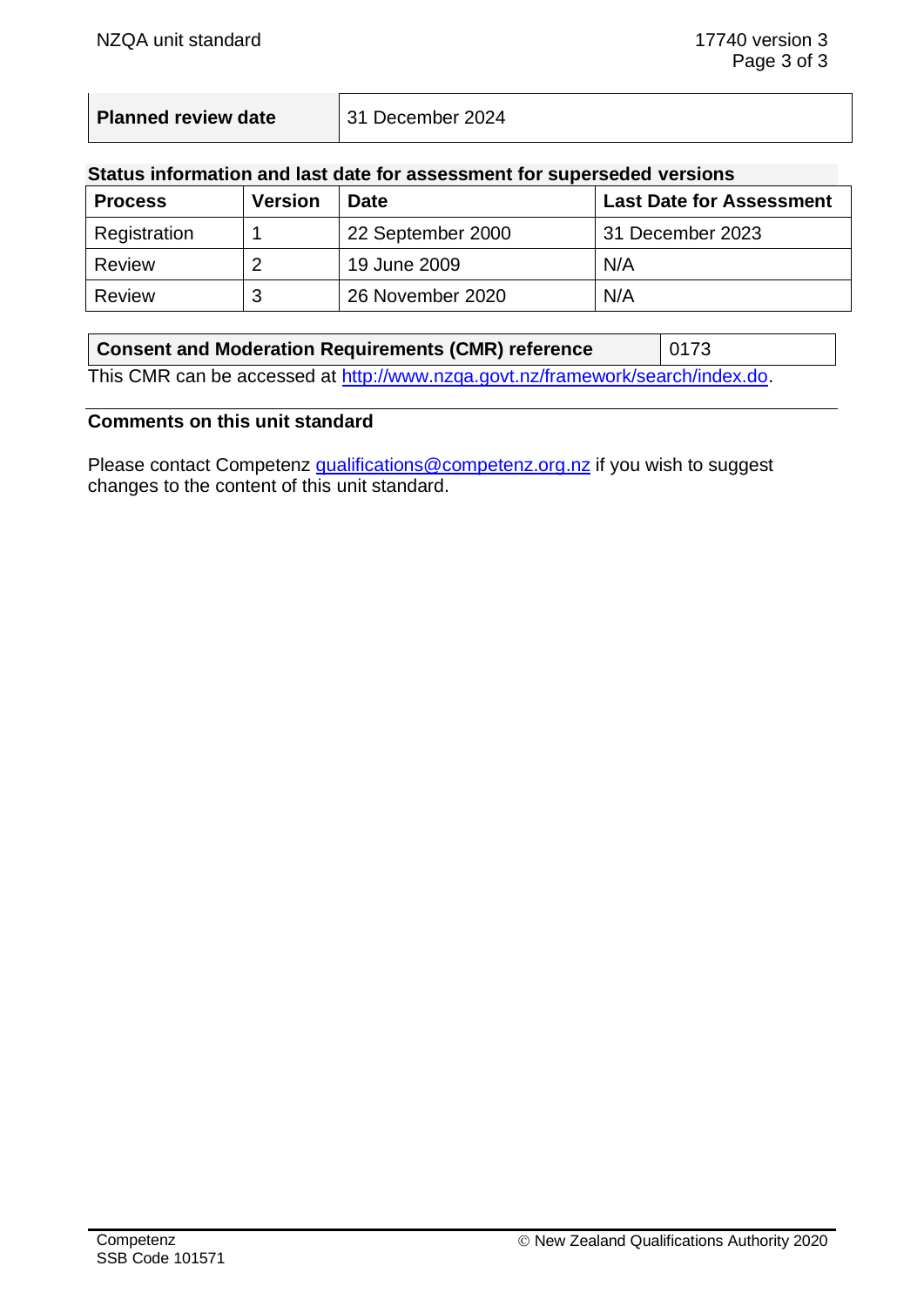| | |
|---|---|
| **Planned review date** | 31 December 2024 |

**Status information and last date for assessment for superseded versions**

| Process | Version | Date | Last Date for Assessment |
|---|---|---|---|
| Registration | 1 | 22 September 2000 | 31 December 2023 |
| Review | 2 | 19 June 2009 | N/A |
| Review | 3 | 26 November 2020 | N/A |

| | |
|---|---|
| **Consent and Moderation Requirements (CMR) reference** | 0173 |

This CMR can be accessed at http://www.nzqa.govt.nz/framework/search/index.do.

**Comments on this unit standard**

Please contact Competenz qualifications@competenz.org.nz if you wish to suggest changes to the content of this unit standard.